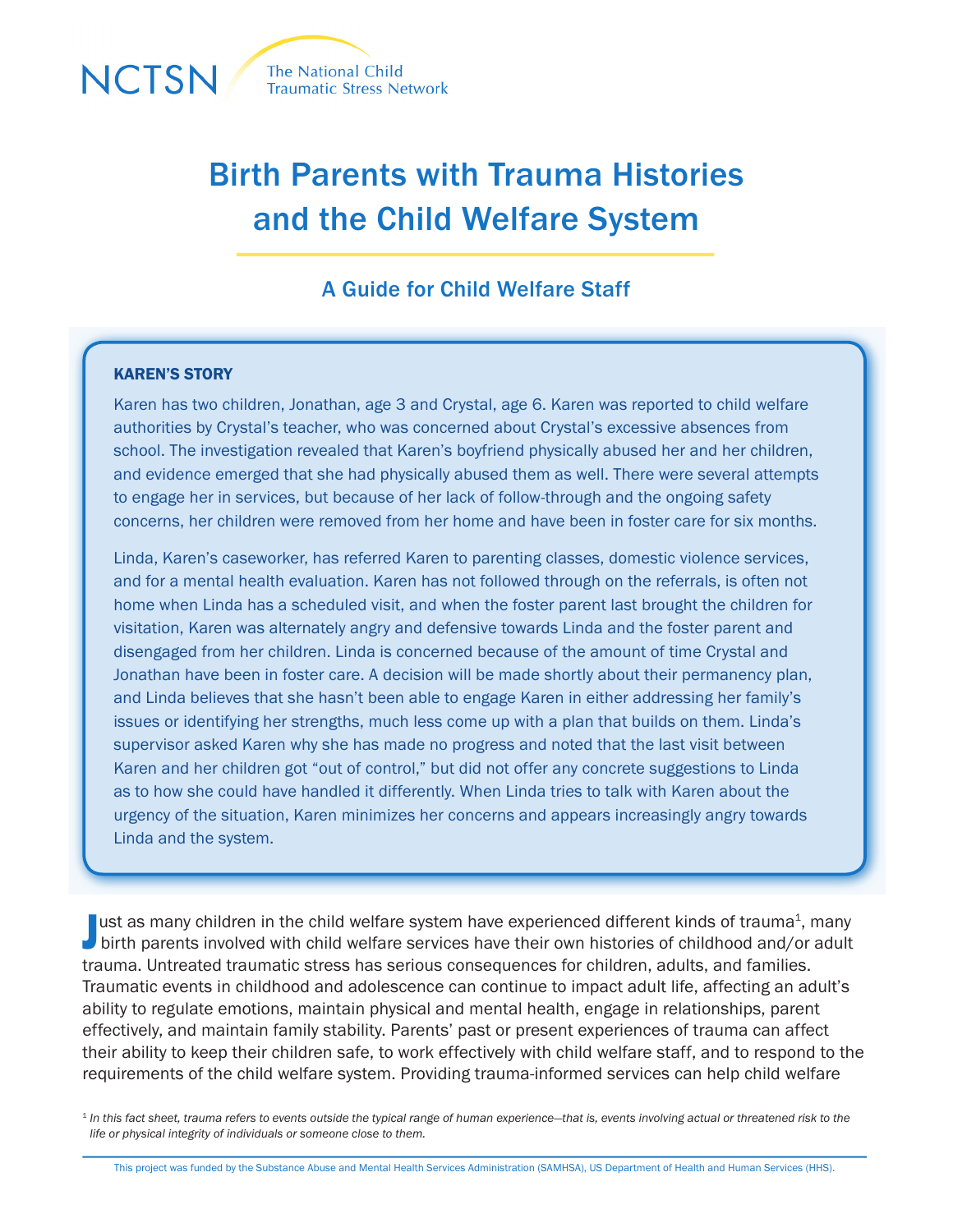NCTSN The National Child Traumatic Stress Network

# Birth Parents with Trauma Histories and the Child Welfare System

## A Guide for Child Welfare Staff

### KAREN'S STORY

Karen has two children, Jonathan, age 3 and Crystal, age 6. Karen was reported to child welfare authorities by Crystal's teacher, who was concerned about Crystal's excessive absences from school. The investigation revealed that Karen's boyfriend physically abused her and her children, and evidence emerged that she had physically abused them as well. There were several attempts to engage her in services, but because of her lack of follow-through and the ongoing safety concerns, her children were removed from her home and have been in foster care for six months.

Linda, Karen's caseworker, has referred Karen to parenting classes, domestic violence services, and for a mental health evaluation. Karen has not followed through on the referrals, is often not home when Linda has a scheduled visit, and when the foster parent last brought the children for visitation, Karen was alternately angry and defensive towards Linda and the foster parent and disengaged from her children. Linda is concerned because of the amount of time Crystal and Jonathan have been in foster care. A decision will be made shortly about their permanency plan, and Linda believes that she hasn't been able to engage Karen in either addressing her family's issues or identifying her strengths, much less come up with a plan that builds on them. Linda's supervisor asked Karen why she has made no progress and noted that the last visit between Karen and her children got "out of control," but did not offer any concrete suggestions to Linda as to how she could have handled it differently. When Linda tries to talk with Karen about the urgency of the situation, Karen minimizes her concerns and appears increasingly angry towards Linda and the system.

Just as many children in the child welfare system have experienced different kinds of trauma[1], many birth parents involved with child welfare services have their own histories of childhood and/or adult trauma. Untreated traumatic stress has serious consequences for children, adults, and families. Traumatic events in childhood and adolescence can continue to impact adult life, affecting an adult's ability to regulate emotions, maintain physical and mental health, engage in relationships, parent effectively, and maintain family stability. Parents' past or present experiences of trauma can affect their ability to keep their children safe, to work effectively with child welfare staff, and to respond to the requirements of the child welfare system. Providing trauma-informed services can help child welfare

[1] *In this fact sheet, trauma refers to events outside the typical range of human experience—that is, events involving actual or threatened risk to the life or physical integrity of individuals or someone close to them.*

This project was funded by the Substance Abuse and Mental Health Services Administration (SAMHSA), US Department of Health and Human Services (HHS).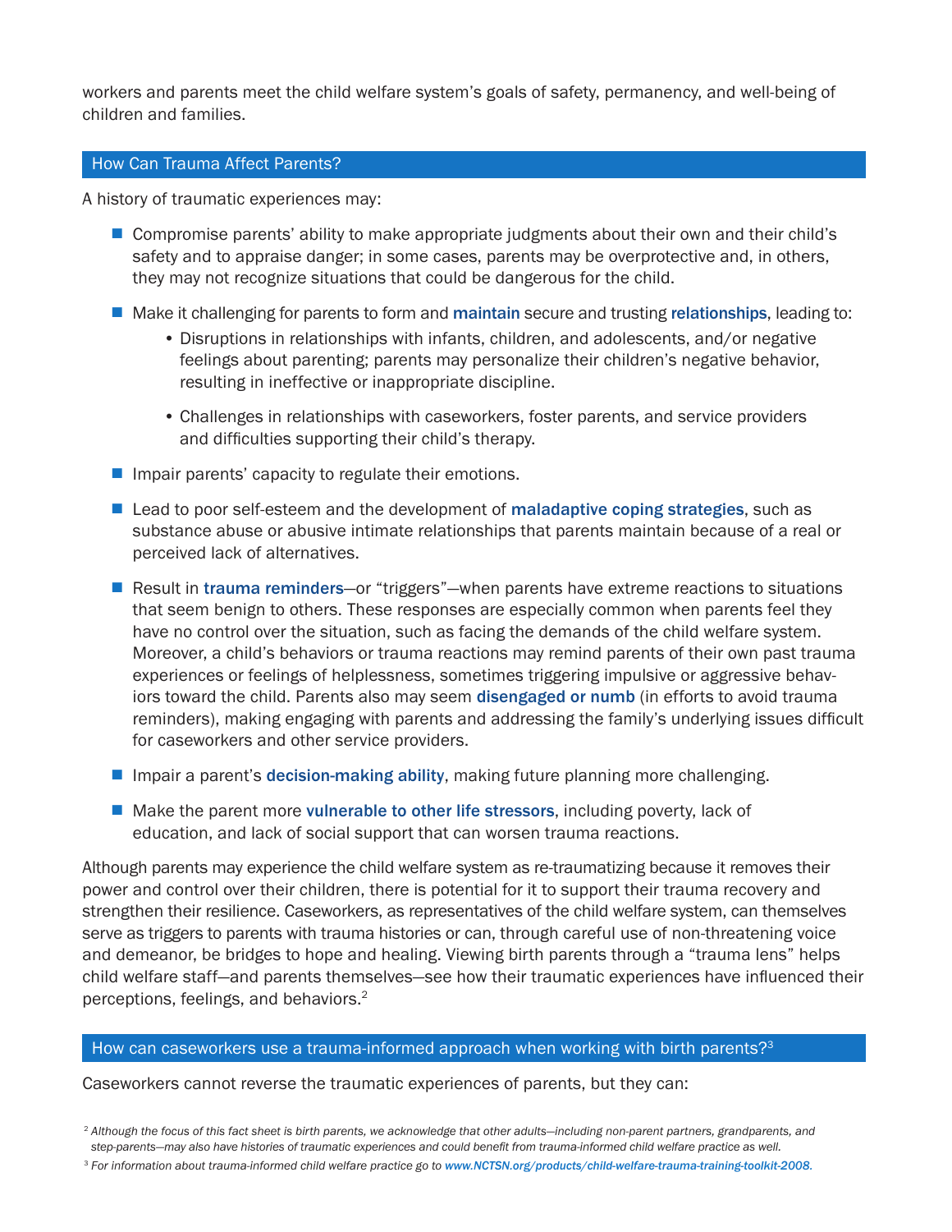workers and parents meet the child welfare system's goals of safety, permanency, and well-being of children and families.

## How Can Trauma Affect Parents?

A history of traumatic experiences may:

- Compromise parents' ability to make appropriate judgments about their own and their child's safety and to appraise danger; in some cases, parents may be overprotective and, in others, they may not recognize situations that could be dangerous for the child.
- Make it challenging for parents to form and **maintain** secure and trusting **relationships**, leading to:
  - Disruptions in relationships with infants, children, and adolescents, and/or negative feelings about parenting; parents may personalize their children's negative behavior, resulting in ineffective or inappropriate discipline.
  - Challenges in relationships with caseworkers, foster parents, and service providers and difficulties supporting their child's therapy.
- Impair parents' capacity to regulate their emotions.
- Lead to poor self-esteem and the development of **maladaptive coping strategies**, such as substance abuse or abusive intimate relationships that parents maintain because of a real or perceived lack of alternatives.
- Result in **trauma reminders**—or "triggers"—when parents have extreme reactions to situations that seem benign to others. These responses are especially common when parents feel they have no control over the situation, such as facing the demands of the child welfare system. Moreover, a child's behaviors or trauma reactions may remind parents of their own past trauma experiences or feelings of helplessness, sometimes triggering impulsive or aggressive behaviors toward the child. Parents also may seem **disengaged or numb** (in efforts to avoid trauma reminders), making engaging with parents and addressing the family's underlying issues difficult for caseworkers and other service providers.
- Impair a parent's **decision-making ability**, making future planning more challenging.
- Make the parent more **vulnerable to other life stressors**, including poverty, lack of education, and lack of social support that can worsen trauma reactions.

Although parents may experience the child welfare system as re-traumatizing because it removes their power and control over their children, there is potential for it to support their trauma recovery and strengthen their resilience. Caseworkers, as representatives of the child welfare system, can themselves serve as triggers to parents with trauma histories or can, through careful use of non-threatening voice and demeanor, be bridges to hope and healing. Viewing birth parents through a "trauma lens" helps child welfare staff—and parents themselves—see how their traumatic experiences have influenced their perceptions, feelings, and behaviors.[2]

## How can caseworkers use a trauma-informed approach when working with birth parents?[3]

Caseworkers cannot reverse the traumatic experiences of parents, but they can:

*[2] Although the focus of this fact sheet is birth parents, we acknowledge that other adults—including non-parent partners, grandparents, and step-parents—may also have histories of traumatic experiences and could benefit from trauma-informed child welfare practice as well.*

*[3] For information about trauma-informed child welfare practice go to www.NCTSN.org/products/child-welfare-trauma-training-toolkit-2008.*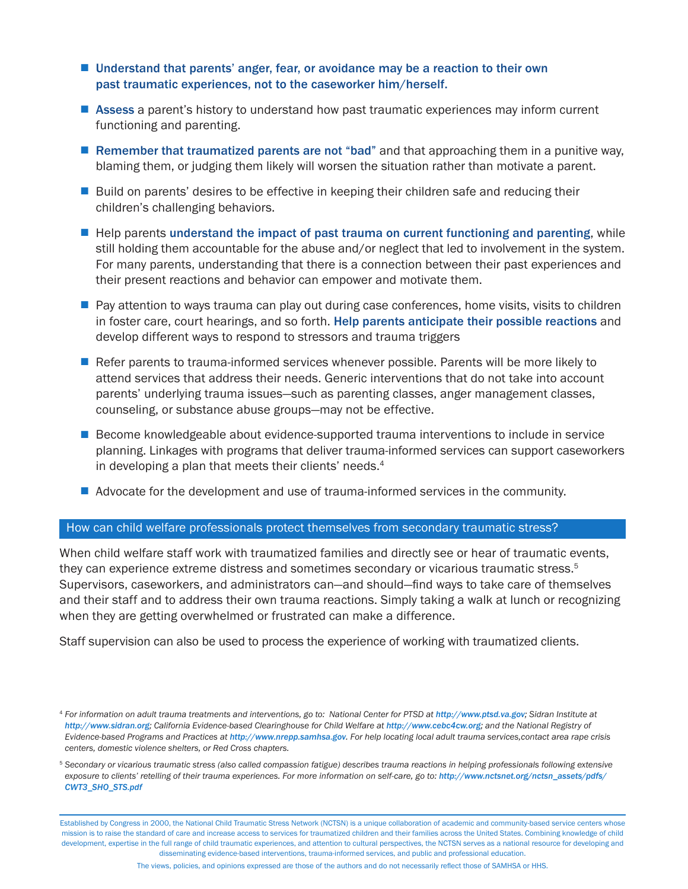- **Understand that parents' anger, fear, or avoidance may be a reaction to their own past traumatic experiences, not to the caseworker him/herself.**
- **Assess** a parent's history to understand how past traumatic experiences may inform current functioning and parenting.
- **Remember that traumatized parents are not "bad"** and that approaching them in a punitive way, blaming them, or judging them likely will worsen the situation rather than motivate a parent.
- Build on parents' desires to be effective in keeping their children safe and reducing their children's challenging behaviors.
- Help parents **understand the impact of past trauma on current functioning and parenting**, while still holding them accountable for the abuse and/or neglect that led to involvement in the system. For many parents, understanding that there is a connection between their past experiences and their present reactions and behavior can empower and motivate them.
- Pay attention to ways trauma can play out during case conferences, home visits, visits to children in foster care, court hearings, and so forth. **Help parents anticipate their possible reactions** and develop different ways to respond to stressors and trauma triggers
- Refer parents to trauma-informed services whenever possible. Parents will be more likely to attend services that address their needs. Generic interventions that do not take into account parents' underlying trauma issues—such as parenting classes, anger management classes, counseling, or substance abuse groups—may not be effective.
- Become knowledgeable about evidence-supported trauma interventions to include in service planning. Linkages with programs that deliver trauma-informed services can support caseworkers in developing a plan that meets their clients' needs.[4]
- Advocate for the development and use of trauma-informed services in the community.

## How can child welfare professionals protect themselves from secondary traumatic stress?

When child welfare staff work with traumatized families and directly see or hear of traumatic events, they can experience extreme distress and sometimes secondary or vicarious traumatic stress.[5] Supervisors, caseworkers, and administrators can—and should—find ways to take care of themselves and their staff and to address their own trauma reactions. Simply taking a walk at lunch or recognizing when they are getting overwhelmed or frustrated can make a difference.

Staff supervision can also be used to process the experience of working with traumatized clients.

[4] *For information on adult trauma treatments and interventions, go to: National Center for PTSD at **http://www.ptsd.va.gov**; Sidran Institute at **http://www.sidran.org**; California Evidence-based Clearinghouse for Child Welfare at **http://www.cebc4cw.org**; and the National Registry of Evidence-based Programs and Practices at **http://www.nrepp.samhsa.gov**. For help locating local adult trauma services,contact area rape crisis centers, domestic violence shelters, or Red Cross chapters.*

[5] *Secondary or vicarious traumatic stress (also called compassion fatigue) describes trauma reactions in helping professionals following extensive exposure to clients' retelling of their trauma experiences. For more information on self-care, go to: **http://www.nctsnet.org/nctsn_assets/pdfs/CWT3_SHO_STS.pdf***

Established by Congress in 2000, the National Child Traumatic Stress Network (NCTSN) is a unique collaboration of academic and community-based service centers whose mission is to raise the standard of care and increase access to services for traumatized children and their families across the United States. Combining knowledge of child development, expertise in the full range of child traumatic experiences, and attention to cultural perspectives, the NCTSN serves as a national resource for developing and disseminating evidence-based interventions, trauma-informed services, and public and professional education.

The views, policies, and opinions expressed are those of the authors and do not necessarily reflect those of SAMHSA or HHS.